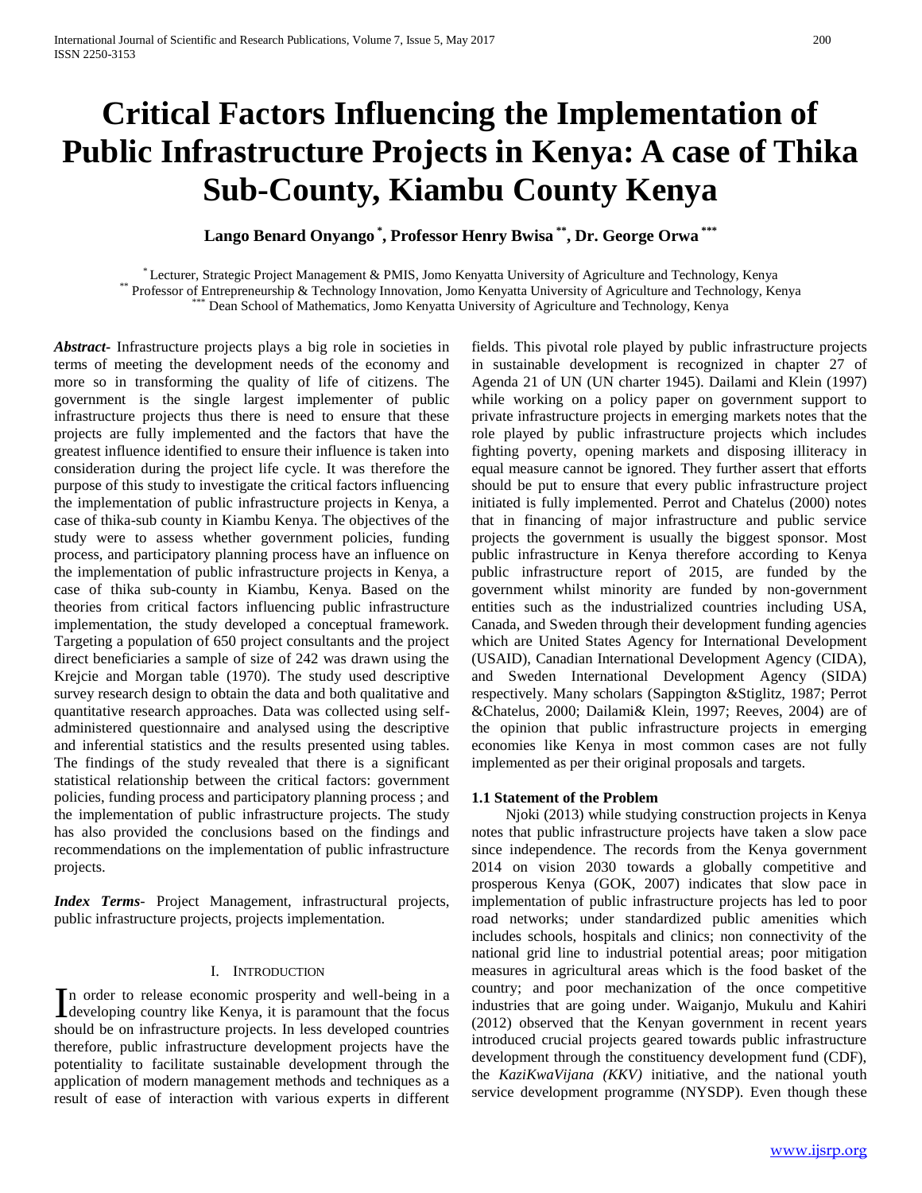# Critical Factors Influencing the Implementation of Public Infrastructure Projects in Kenya: A case of Thika Sub-County, Kiambu County Kenya

**Lango Benard Onyango [*], Professor Henry Bwisa [**], Dr. George Orwa [***]**

[*] Lecturer, Strategic Project Management & PMIS, Jomo Kenyatta University of Agriculture and Technology, Kenya
[**] Professor of Entrepreneurship & Technology Innovation, Jomo Kenyatta University of Agriculture and Technology, Kenya
[***] Dean School of Mathematics, Jomo Kenyatta University of Agriculture and Technology, Kenya

***Abstract***- Infrastructure projects plays a big role in societies in terms of meeting the development needs of the economy and more so in transforming the quality of life of citizens. The government is the single largest implementer of public infrastructure projects thus there is need to ensure that these projects are fully implemented and the factors that have the greatest influence identified to ensure their influence is taken into consideration during the project life cycle. It was therefore the purpose of this study to investigate the critical factors influencing the implementation of public infrastructure projects in Kenya, a case of thika-sub county in Kiambu Kenya. The objectives of the study were to assess whether government policies, funding process, and participatory planning process have an influence on the implementation of public infrastructure projects in Kenya, a case of thika sub-county in Kiambu, Kenya. Based on the theories from critical factors influencing public infrastructure implementation, the study developed a conceptual framework. Targeting a population of 650 project consultants and the project direct beneficiaries a sample of size of 242 was drawn using the Krejcie and Morgan table (1970). The study used descriptive survey research design to obtain the data and both qualitative and quantitative research approaches. Data was collected using self-administered questionnaire and analysed using the descriptive and inferential statistics and the results presented using tables. The findings of the study revealed that there is a significant statistical relationship between the critical factors: government policies, funding process and participatory planning process ; and the implementation of public infrastructure projects. The study has also provided the conclusions based on the findings and recommendations on the implementation of public infrastructure projects.

***Index Terms***- Project Management, infrastructural projects, public infrastructure projects, projects implementation.

## I. INTRODUCTION

In order to release economic prosperity and well-being in a developing country like Kenya, it is paramount that the focus should be on infrastructure projects. In less developed countries therefore, public infrastructure development projects have the potentiality to facilitate sustainable development through the application of modern management methods and techniques as a result of ease of interaction with various experts in different fields. This pivotal role played by public infrastructure projects in sustainable development is recognized in chapter 27 of Agenda 21 of UN (UN charter 1945). Dailami and Klein (1997) while working on a policy paper on government support to private infrastructure projects in emerging markets notes that the role played by public infrastructure projects which includes fighting poverty, opening markets and disposing illiteracy in equal measure cannot be ignored. They further assert that efforts should be put to ensure that every public infrastructure project initiated is fully implemented. Perrot and Chatelus (2000) notes that in financing of major infrastructure and public service projects the government is usually the biggest sponsor. Most public infrastructure in Kenya therefore according to Kenya public infrastructure report of 2015, are funded by the government whilst minority are funded by non-government entities such as the industrialized countries including USA, Canada, and Sweden through their development funding agencies which are United States Agency for International Development (USAID), Canadian International Development Agency (CIDA), and Sweden International Development Agency (SIDA) respectively. Many scholars (Sappington &Stiglitz, 1987; Perrot &Chatelus, 2000; Dailami& Klein, 1997; Reeves, 2004) are of the opinion that public infrastructure projects in emerging economies like Kenya in most common cases are not fully implemented as per their original proposals and targets.

### 1.1 Statement of the Problem

Njoki (2013) while studying construction projects in Kenya notes that public infrastructure projects have taken a slow pace since independence. The records from the Kenya government 2014 on vision 2030 towards a globally competitive and prosperous Kenya (GOK, 2007) indicates that slow pace in implementation of public infrastructure projects has led to poor road networks; under standardized public amenities which includes schools, hospitals and clinics; non connectivity of the national grid line to industrial potential areas; poor mitigation measures in agricultural areas which is the food basket of the country; and poor mechanization of the once competitive industries that are going under. Waiganjo, Mukulu and Kahiri (2012) observed that the Kenyan government in recent years introduced crucial projects geared towards public infrastructure development through the constituency development fund (CDF), the *KaziKwaVijana (KKV)* initiative, and the national youth service development programme (NYSDP). Even though these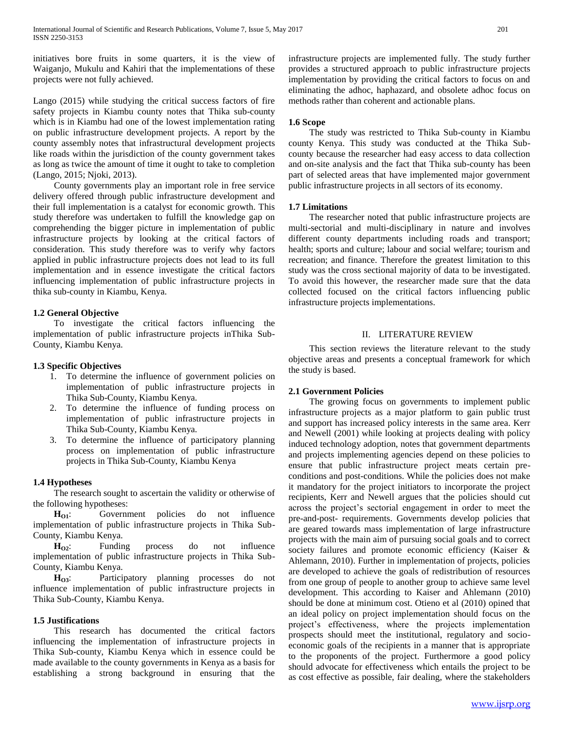initiatives bore fruits in some quarters, it is the view of Waiganjo, Mukulu and Kahiri that the implementations of these projects were not fully achieved.

Lango (2015) while studying the critical success factors of fire safety projects in Kiambu county notes that Thika sub-county which is in Kiambu had one of the lowest implementation rating on public infrastructure development projects. A report by the county assembly notes that infrastructural development projects like roads within the jurisdiction of the county government takes as long as twice the amount of time it ought to take to completion (Lango, 2015; Njoki, 2013).

County governments play an important role in free service delivery offered through public infrastructure development and their full implementation is a catalyst for economic growth. This study therefore was undertaken to fulfill the knowledge gap on comprehending the bigger picture in implementation of public infrastructure projects by looking at the critical factors of consideration. This study therefore was to verify why factors applied in public infrastructure projects does not lead to its full implementation and in essence investigate the critical factors influencing implementation of public infrastructure projects in thika sub-county in Kiambu, Kenya.

### 1.2 General Objective

To investigate the critical factors influencing the implementation of public infrastructure projects inThika Sub-County, Kiambu Kenya.

### 1.3 Specific Objectives

1. To determine the influence of government policies on implementation of public infrastructure projects in Thika Sub-County, Kiambu Kenya.
2. To determine the influence of funding process on implementation of public infrastructure projects in Thika Sub-County, Kiambu Kenya.
3. To determine the influence of participatory planning process on implementation of public infrastructure projects in Thika Sub-County, Kiambu Kenya

### 1.4 Hypotheses

The research sought to ascertain the validity or otherwise of the following hypotheses:

**$H_{O1}$**: Government policies do not influence implementation of public infrastructure projects in Thika Sub-County, Kiambu Kenya.

**$H_{O2}$**: Funding process do not influence implementation of public infrastructure projects in Thika Sub-County, Kiambu Kenya.

**$H_{O3}$**: Participatory planning processes do not influence implementation of public infrastructure projects in Thika Sub-County, Kiambu Kenya.

### 1.5 Justifications

This research has documented the critical factors influencing the implementation of infrastructure projects in Thika Sub-county, Kiambu Kenya which in essence could be made available to the county governments in Kenya as a basis for establishing a strong background in ensuring that the infrastructure projects are implemented fully. The study further provides a structured approach to public infrastructure projects implementation by providing the critical factors to focus on and eliminating the adhoc, haphazard, and obsolete adhoc focus on methods rather than coherent and actionable plans.

### 1.6 Scope

The study was restricted to Thika Sub-county in Kiambu county Kenya. This study was conducted at the Thika Sub-county because the researcher had easy access to data collection and on-site analysis and the fact that Thika sub-county has been part of selected areas that have implemented major government public infrastructure projects in all sectors of its economy.

### 1.7 Limitations

The researcher noted that public infrastructure projects are multi-sectorial and multi-disciplinary in nature and involves different county departments including roads and transport; health; sports and culture; labour and social welfare; tourism and recreation; and finance. Therefore the greatest limitation to this study was the cross sectional majority of data to be investigated. To avoid this however, the researcher made sure that the data collected focused on the critical factors influencing public infrastructure projects implementations.

## II. LITERATURE REVIEW

This section reviews the literature relevant to the study objective areas and presents a conceptual framework for which the study is based.

### 2.1 Government Policies

The growing focus on governments to implement public infrastructure projects as a major platform to gain public trust and support has increased policy interests in the same area. Kerr and Newell (2001) while looking at projects dealing with policy induced technology adoption, notes that government departments and projects implementing agencies depend on these policies to ensure that public infrastructure project meats certain pre-conditions and post-conditions. While the policies does not make it mandatory for the project initiators to incorporate the project recipients, Kerr and Newell argues that the policies should cut across the project's sectorial engagement in order to meet the pre-and-post- requirements. Governments develop policies that are geared towards mass implementation of large infrastructure projects with the main aim of pursuing social goals and to correct society failures and promote economic efficiency (Kaiser & Ahlemann, 2010). Further in implementation of projects, policies are developed to achieve the goals of redistribution of resources from one group of people to another group to achieve same level development. This according to Kaiser and Ahlemann (2010) should be done at minimum cost. Otieno et al (2010) opined that an ideal policy on project implementation should focus on the project's effectiveness, where the projects implementation prospects should meet the institutional, regulatory and socio-economic goals of the recipients in a manner that is appropriate to the proponents of the project. Furthermore a good policy should advocate for effectiveness which entails the project to be as cost effective as possible, fair dealing, where the stakeholders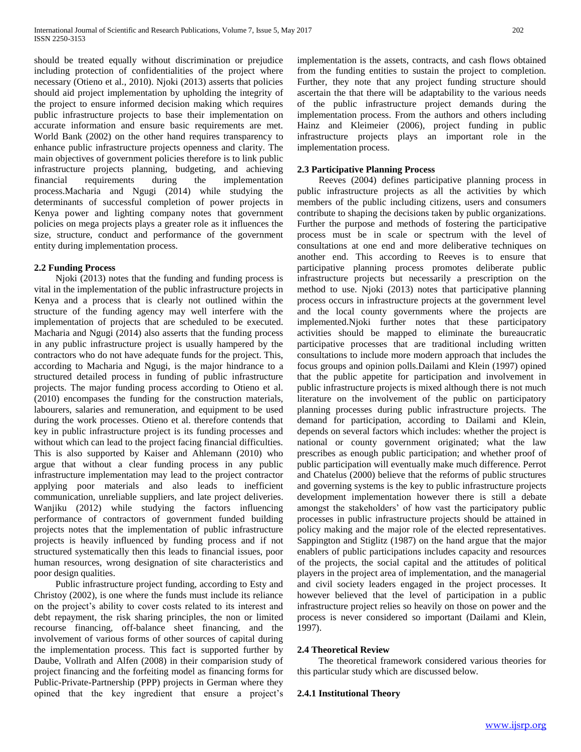should be treated equally without discrimination or prejudice including protection of confidentialities of the project where necessary (Otieno et al., 2010). Njoki (2013) asserts that policies should aid project implementation by upholding the integrity of the project to ensure informed decision making which requires public infrastructure projects to base their implementation on accurate information and ensure basic requirements are met. World Bank (2002) on the other hand requires transparency to enhance public infrastructure projects openness and clarity. The main objectives of government policies therefore is to link public infrastructure projects planning, budgeting, and achieving financial requirements during the implementation process.Macharia and Ngugi (2014) while studying the determinants of successful completion of power projects in Kenya power and lighting company notes that government policies on mega projects plays a greater role as it influences the size, structure, conduct and performance of the government entity during implementation process.

### 2.2 Funding Process

Njoki (2013) notes that the funding and funding process is vital in the implementation of the public infrastructure projects in Kenya and a process that is clearly not outlined within the structure of the funding agency may well interfere with the implementation of projects that are scheduled to be executed. Macharia and Ngugi (2014) also asserts that the funding process in any public infrastructure project is usually hampered by the contractors who do not have adequate funds for the project. This, according to Macharia and Ngugi, is the major hindrance to a structured detailed process in funding of public infrastructure projects. The major funding process according to Otieno et al. (2010) encompases the funding for the construction materials, labourers, salaries and remuneration, and equipment to be used during the work processes. Otieno et al. therefore contends that key in public infrastructure project is its funding processes and without which can lead to the project facing financial difficulties. This is also supported by Kaiser and Ahlemann (2010) who argue that without a clear funding process in any public infrastructure implementation may lead to the project contractor applying poor materials and also leads to inefficient communication, unreliable suppliers, and late project deliveries. Wanjiku (2012) while studying the factors influencing performance of contractors of government funded building projects notes that the implementation of public infrastructure projects is heavily influenced by funding process and if not structured systematically then this leads to financial issues, poor human resources, wrong designation of site characteristics and poor design qualities.

Public infrastructure project funding, according to Esty and Christoy (2002), is one where the funds must include its reliance on the project's ability to cover costs related to its interest and debt repayment, the risk sharing principles, the non or limited recourse financing, off-balance sheet financing, and the involvement of various forms of other sources of capital during the implementation process. This fact is supported further by Daube, Vollrath and Alfen (2008) in their comparision study of project financing and the forfeiting model as financing forms for Public-Private-Partnership (PPP) projects in German where they opined that the key ingredient that ensure a project's implementation is the assets, contracts, and cash flows obtained from the funding entities to sustain the project to completion. Further, they note that any project funding structure should ascertain the that there will be adaptability to the various needs of the public infrastructure project demands during the implementation process. From the authors and others including Hainz and Kleimeier (2006), project funding in public infrastructure projects plays an important role in the implementation process.

### 2.3 Participative Planning Process

Reeves (2004) defines participative planning process in public infrastructure projects as all the activities by which members of the public including citizens, users and consumers contribute to shaping the decisions taken by public organizations. Further the purpose and methods of fostering the participative process must be in scale or spectrum with the level of consultations at one end and more deliberative techniques on another end. This according to Reeves is to ensure that participative planning process promotes deliberate public infrastructure projects but necessarily a prescription on the method to use. Njoki (2013) notes that participative planning process occurs in infrastructure projects at the government level and the local county governments where the projects are implemented.Njoki further notes that these participatory activities should be mapped to eliminate the bureaucratic participative processes that are traditional including written consultations to include more modern approach that includes the focus groups and opinion polls.Dailami and Klein (1997) opined that the public appetite for participation and involvement in public infrastructure projects is mixed although there is not much literature on the involvement of the public on participatory planning processes during public infrastructure projects. The demand for participation, according to Dailami and Klein, depends on several factors which includes: whether the project is national or county government originated; what the law prescribes as enough public participation; and whether proof of public participation will eventually make much difference. Perrot and Chatelus (2000) believe that the reforms of public structures and governing systems is the key to public infrastructure projects development implementation however there is still a debate amongst the stakeholders' of how vast the participatory public processes in public infrastructure projects should be attained in policy making and the major role of the elected representatives. Sappington and Stiglitz (1987) on the hand argue that the major enablers of public participations includes capacity and resources of the projects, the social capital and the attitudes of political players in the project area of implementation, and the managerial and civil society leaders engaged in the project processes. It however believed that the level of participation in a public infrastructure project relies so heavily on those on power and the process is never considered so important (Dailami and Klein, 1997).

### 2.4 Theoretical Review

The theoretical framework considered various theories for this particular study which are discussed below.

#### 2.4.1 Institutional Theory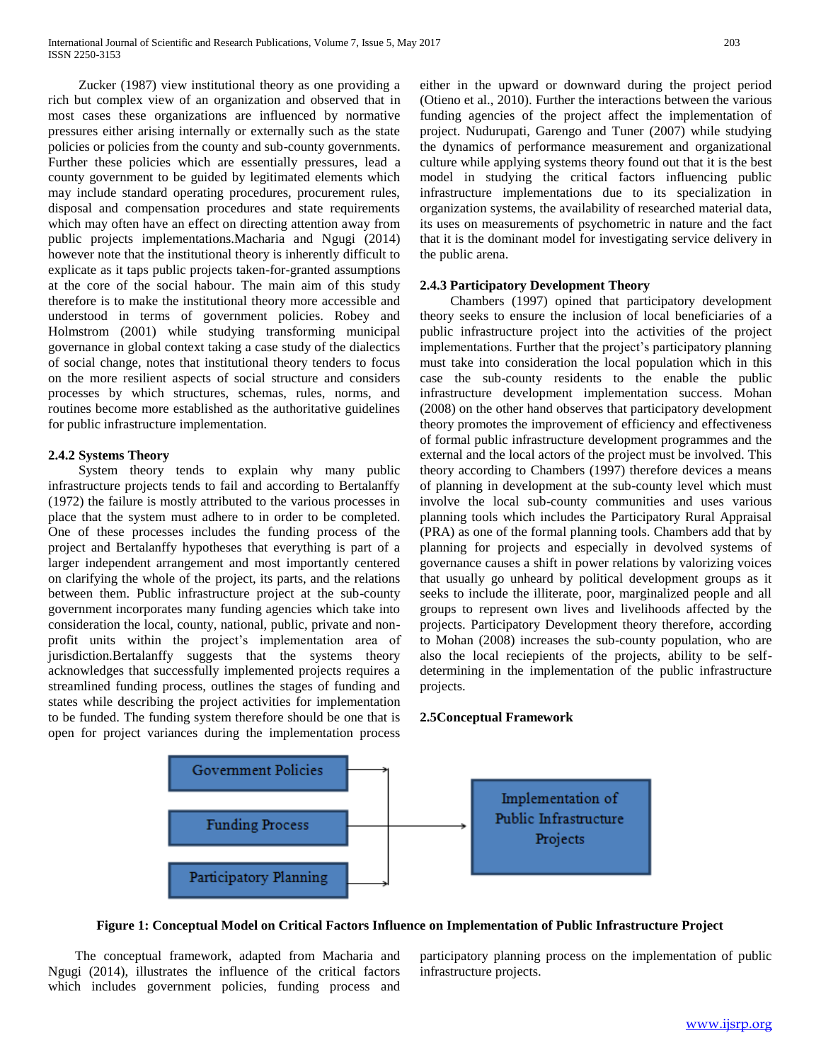Zucker (1987) view institutional theory as one providing a rich but complex view of an organization and observed that in most cases these organizations are influenced by normative pressures either arising internally or externally such as the state policies or policies from the county and sub-county governments. Further these policies which are essentially pressures, lead a county government to be guided by legitimated elements which may include standard operating procedures, procurement rules, disposal and compensation procedures and state requirements which may often have an effect on directing attention away from public projects implementations.Macharia and Ngugi (2014) however note that the institutional theory is inherently difficult to explicate as it taps public projects taken-for-granted assumptions at the core of the social habour. The main aim of this study therefore is to make the institutional theory more accessible and understood in terms of government policies. Robey and Holmstrom (2001) while studying transforming municipal governance in global context taking a case study of the dialectics of social change, notes that institutional theory tenders to focus on the more resilient aspects of social structure and considers processes by which structures, schemas, rules, norms, and routines become more established as the authoritative guidelines for public infrastructure implementation.

### 2.4.2 Systems Theory

System theory tends to explain why many public infrastructure projects tends to fail and according to Bertalanffy (1972) the failure is mostly attributed to the various processes in place that the system must adhere to in order to be completed. One of these processes includes the funding process of the project and Bertalanffy hypotheses that everything is part of a larger independent arrangement and most importantly centered on clarifying the whole of the project, its parts, and the relations between them. Public infrastructure project at the sub-county government incorporates many funding agencies which take into consideration the local, county, national, public, private and non-profit units within the project's implementation area of jurisdiction.Bertalanffy suggests that the systems theory acknowledges that successfully implemented projects requires a streamlined funding process, outlines the stages of funding and states while describing the project activities for implementation to be funded. The funding system therefore should be one that is open for project variances during the implementation process either in the upward or downward during the project period (Otieno et al., 2010). Further the interactions between the various funding agencies of the project affect the implementation of project. Nudurupati, Garengo and Tuner (2007) while studying the dynamics of performance measurement and organizational culture while applying systems theory found out that it is the best model in studying the critical factors influencing public infrastructure implementations due to its specialization in organization systems, the availability of researched material data, its uses on measurements of psychometric in nature and the fact that it is the dominant model for investigating service delivery in the public arena.

### 2.4.3 Participatory Development Theory

Chambers (1997) opined that participatory development theory seeks to ensure the inclusion of local beneficiaries of a public infrastructure project into the activities of the project implementations. Further that the project's participatory planning must take into consideration the local population which in this case the sub-county residents to the enable the public infrastructure development implementation success. Mohan (2008) on the other hand observes that participatory development theory promotes the improvement of efficiency and effectiveness of formal public infrastructure development programmes and the external and the local actors of the project must be involved. This theory according to Chambers (1997) therefore devices a means of planning in development at the sub-county level which must involve the local sub-county communities and uses various planning tools which includes the Participatory Rural Appraisal (PRA) as one of the formal planning tools. Chambers add that by planning for projects and especially in devolved systems of governance causes a shift in power relations by valorizing voices that usually go unheard by political development groups as it seeks to include the illiterate, poor, marginalized people and all groups to represent own lives and livelihoods affected by the projects. Participatory Development theory therefore, according to Mohan (2008) increases the sub-county population, who are also the local reciepients of the projects, ability to be self-determining in the implementation of the public infrastructure projects.

## 2.5Conceptual Framework

Government Policies → Implementation of Public Infrastructure Projects
Funding Process → Implementation of Public Infrastructure Projects
Participatory Planning → Implementation of Public Infrastructure Projects

**Figure 1: Conceptual Model on Critical Factors Influence on Implementation of Public Infrastructure Project**

The conceptual framework, adapted from Macharia and Ngugi (2014), illustrates the influence of the critical factors which includes government policies, funding process and participatory planning process on the implementation of public infrastructure projects.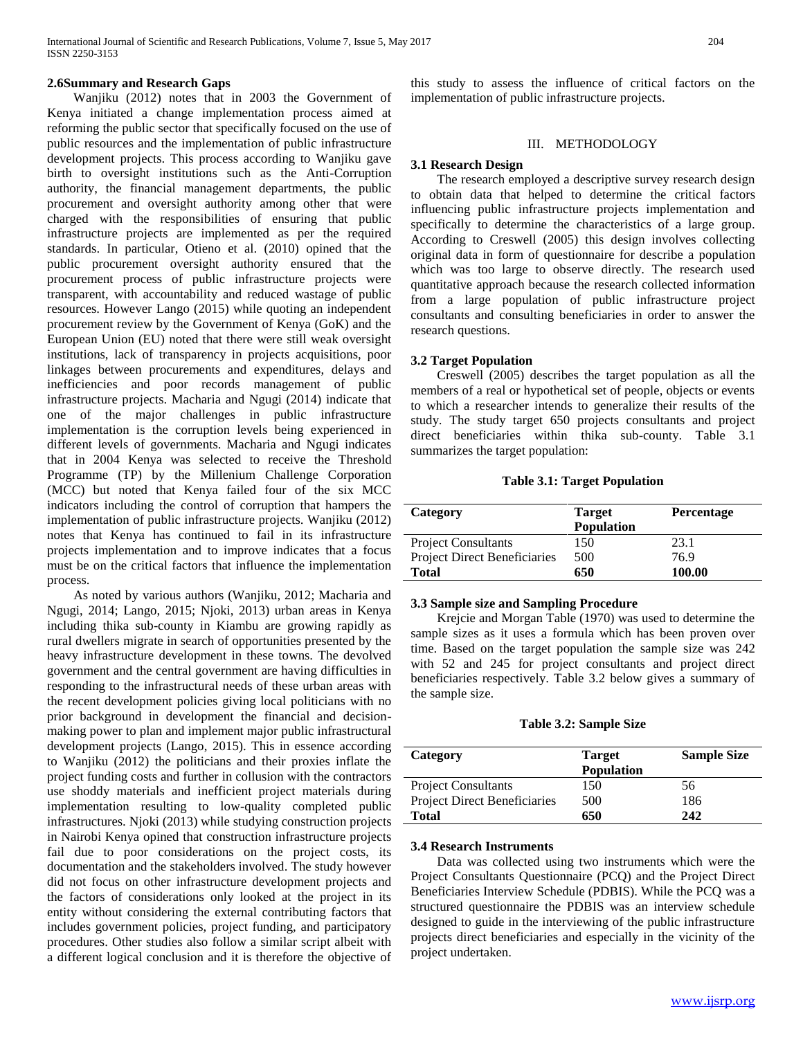### 2.6Summary and Research Gaps

Wanjiku (2012) notes that in 2003 the Government of Kenya initiated a change implementation process aimed at reforming the public sector that specifically focused on the use of public resources and the implementation of public infrastructure development projects. This process according to Wanjiku gave birth to oversight institutions such as the Anti-Corruption authority, the financial management departments, the public procurement and oversight authority among other that were charged with the responsibilities of ensuring that public infrastructure projects are implemented as per the required standards. In particular, Otieno et al. (2010) opined that the public procurement oversight authority ensured that the procurement process of public infrastructure projects were transparent, with accountability and reduced wastage of public resources. However Lango (2015) while quoting an independent procurement review by the Government of Kenya (GoK) and the European Union (EU) noted that there were still weak oversight institutions, lack of transparency in projects acquisitions, poor linkages between procurements and expenditures, delays and inefficiencies and poor records management of public infrastructure projects. Macharia and Ngugi (2014) indicate that one of the major challenges in public infrastructure implementation is the corruption levels being experienced in different levels of governments. Macharia and Ngugi indicates that in 2004 Kenya was selected to receive the Threshold Programme (TP) by the Millenium Challenge Corporation (MCC) but noted that Kenya failed four of the six MCC indicators including the control of corruption that hampers the implementation of public infrastructure projects. Wanjiku (2012) notes that Kenya has continued to fail in its infrastructure projects implementation and to improve indicates that a focus must be on the critical factors that influence the implementation process.

As noted by various authors (Wanjiku, 2012; Macharia and Ngugi, 2014; Lango, 2015; Njoki, 2013) urban areas in Kenya including thika sub-county in Kiambu are growing rapidly as rural dwellers migrate in search of opportunities presented by the heavy infrastructure development in these towns. The devolved government and the central government are having difficulties in responding to the infrastructural needs of these urban areas with the recent development policies giving local politicians with no prior background in development the financial and decision-making power to plan and implement major public infrastructural development projects (Lango, 2015). This in essence according to Wanjiku (2012) the politicians and their proxies inflate the project funding costs and further in collusion with the contractors use shoddy materials and inefficient project materials during implementation resulting to low-quality completed public infrastructures. Njoki (2013) while studying construction projects in Nairobi Kenya opined that construction infrastructure projects fail due to poor considerations on the project costs, its documentation and the stakeholders involved. The study however did not focus on other infrastructure development projects and the factors of considerations only looked at the project in its entity without considering the external contributing factors that includes government policies, project funding, and participatory procedures. Other studies also follow a similar script albeit with a different logical conclusion and it is therefore the objective of this study to assess the influence of critical factors on the implementation of public infrastructure projects.

## III. METHODOLOGY

### 3.1 Research Design

The research employed a descriptive survey research design to obtain data that helped to determine the critical factors influencing public infrastructure projects implementation and specifically to determine the characteristics of a large group. According to Creswell (2005) this design involves collecting original data in form of questionnaire for describe a population which was too large to observe directly. The research used quantitative approach because the research collected information from a large population of public infrastructure project consultants and consulting beneficiaries in order to answer the research questions.

### 3.2 Target Population

Creswell (2005) describes the target population as all the members of a real or hypothetical set of people, objects or events to which a researcher intends to generalize their results of the study. The study target 650 projects consultants and project direct beneficiaries within thika sub-county. Table 3.1 summarizes the target population:

**Table 3.1: Target Population**

| Category | Target Population | Percentage |
|---|---|---|
| Project Consultants | 150 | 23.1 |
| Project Direct Beneficiaries | 500 | 76.9 |
| **Total** | **650** | **100.00** |

### 3.3 Sample size and Sampling Procedure

Krejcie and Morgan Table (1970) was used to determine the sample sizes as it uses a formula which has been proven over time. Based on the target population the sample size was 242 with 52 and 245 for project consultants and project direct beneficiaries respectively. Table 3.2 below gives a summary of the sample size.

**Table 3.2: Sample Size**

| Category | Target Population | Sample Size |
|---|---|---|
| Project Consultants | 150 | 56 |
| Project Direct Beneficiaries | 500 | 186 |
| **Total** | **650** | **242** |

### 3.4 Research Instruments

Data was collected using two instruments which were the Project Consultants Questionnaire (PCQ) and the Project Direct Beneficiaries Interview Schedule (PDBIS). While the PCQ was a structured questionnaire the PDBIS was an interview schedule designed to guide in the interviewing of the public infrastructure projects direct beneficiaries and especially in the vicinity of the project undertaken.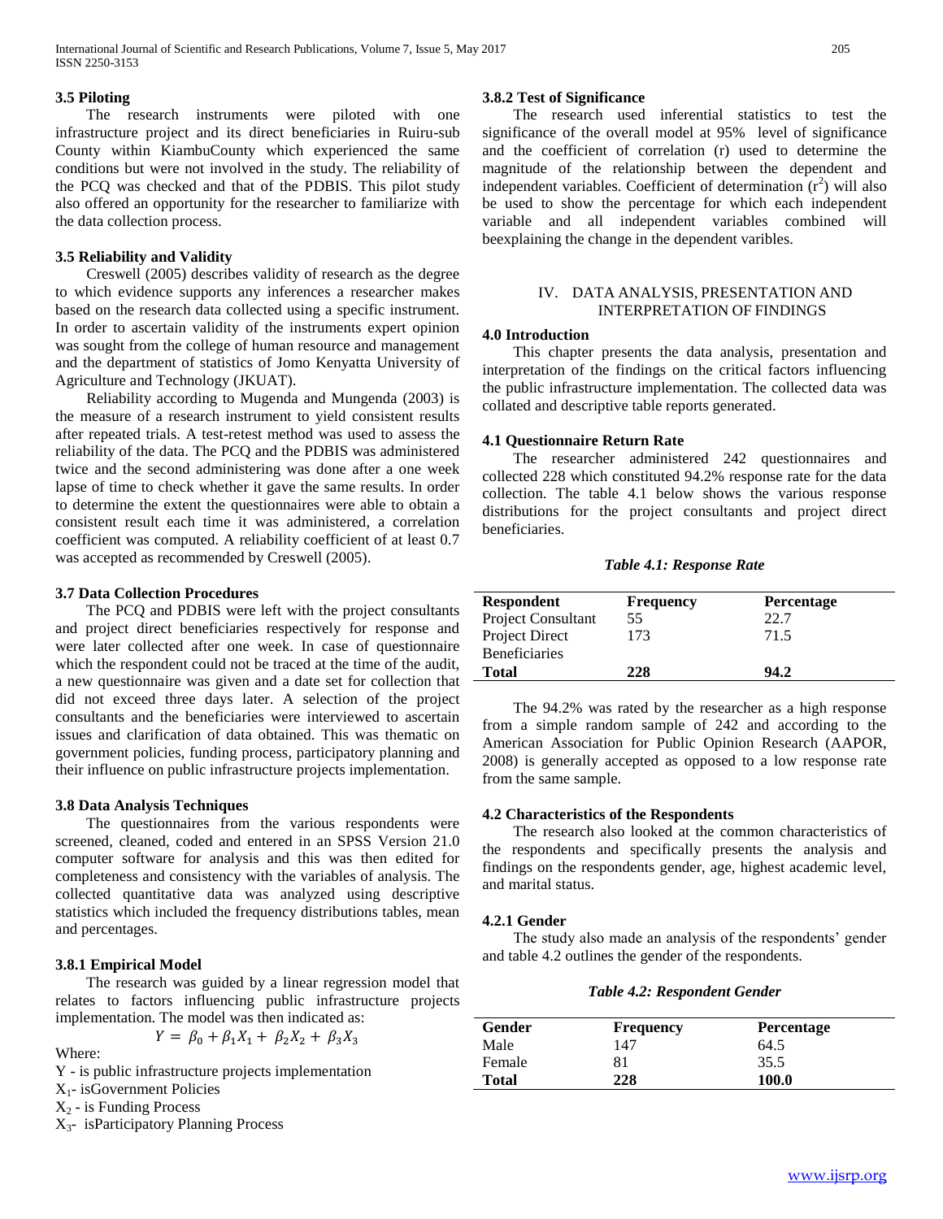### 3.5 Piloting

The research instruments were piloted with one infrastructure project and its direct beneficiaries in Ruiru-sub County within KiambuCounty which experienced the same conditions but were not involved in the study. The reliability of the PCQ was checked and that of the PDBIS. This pilot study also offered an opportunity for the researcher to familiarize with the data collection process.

### 3.5 Reliability and Validity

Creswell (2005) describes validity of research as the degree to which evidence supports any inferences a researcher makes based on the research data collected using a specific instrument. In order to ascertain validity of the instruments expert opinion was sought from the college of human resource and management and the department of statistics of Jomo Kenyatta University of Agriculture and Technology (JKUAT).

Reliability according to Mugenda and Mungenda (2003) is the measure of a research instrument to yield consistent results after repeated trials. A test-retest method was used to assess the reliability of the data. The PCQ and the PDBIS was administered twice and the second administering was done after a one week lapse of time to check whether it gave the same results. In order to determine the extent the questionnaires were able to obtain a consistent result each time it was administered, a correlation coefficient was computed. A reliability coefficient of at least 0.7 was accepted as recommended by Creswell (2005).

### 3.7 Data Collection Procedures

The PCQ and PDBIS were left with the project consultants and project direct beneficiaries respectively for response and were later collected after one week. In case of questionnaire which the respondent could not be traced at the time of the audit, a new questionnaire was given and a date set for collection that did not exceed three days later. A selection of the project consultants and the beneficiaries were interviewed to ascertain issues and clarification of data obtained. This was thematic on government policies, funding process, participatory planning and their influence on public infrastructure projects implementation.

### 3.8 Data Analysis Techniques

The questionnaires from the various respondents were screened, cleaned, coded and entered in an SPSS Version 21.0 computer software for analysis and this was then edited for completeness and consistency with the variables of analysis. The collected quantitative data was analyzed using descriptive statistics which included the frequency distributions tables, mean and percentages.

### 3.8.1 Empirical Model

The research was guided by a linear regression model that relates to factors influencing public infrastructure projects implementation. The model was then indicated as:

$$Y = \beta_0 + \beta_1 X_1 + \beta_2 X_2 + \beta_3 X_3$$

Where:

Y - is public infrastructure projects implementation

$X_1$- isGovernment Policies

$X_2$ - is Funding Process

$X_3$- isParticipatory Planning Process

### 3.8.2 Test of Significance

The research used inferential statistics to test the significance of the overall model at 95% level of significance and the coefficient of correlation (r) used to determine the magnitude of the relationship between the dependent and independent variables. Coefficient of determination ($r^2$) will also be used to show the percentage for which each independent variable and all independent variables combined will beexplaining the change in the dependent varibles.

## IV. DATA ANALYSIS, PRESENTATION AND INTERPRETATION OF FINDINGS

### 4.0 Introduction

This chapter presents the data analysis, presentation and interpretation of the findings on the critical factors influencing the public infrastructure implementation. The collected data was collated and descriptive table reports generated.

### 4.1 Questionnaire Return Rate

The researcher administered 242 questionnaires and collected 228 which constituted 94.2% response rate for the data collection. The table 4.1 below shows the various response distributions for the project consultants and project direct beneficiaries.

*Table 4.1: Response Rate*

| Respondent | Frequency | Percentage |
|---|---|---|
| Project Consultant | 55 | 22.7 |
| Project Direct Beneficiaries | 173 | 71.5 |
| **Total** | **228** | **94.2** |

The 94.2% was rated by the researcher as a high response from a simple random sample of 242 and according to the American Association for Public Opinion Research (AAPOR, 2008) is generally accepted as opposed to a low response rate from the same sample.

### 4.2 Characteristics of the Respondents

The research also looked at the common characteristics of the respondents and specifically presents the analysis and findings on the respondents gender, age, highest academic level, and marital status.

### 4.2.1 Gender

The study also made an analysis of the respondents' gender and table 4.2 outlines the gender of the respondents.

*Table 4.2: Respondent Gender*

| Gender | Frequency | Percentage |
|---|---|---|
| Male | 147 | 64.5 |
| Female | 81 | 35.5 |
| **Total** | **228** | **100.0** |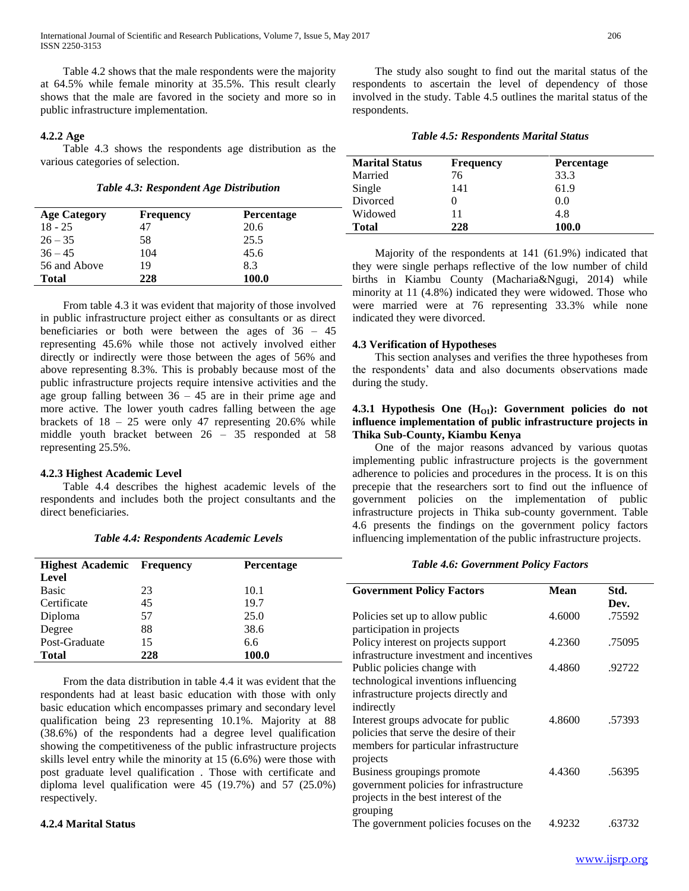Table 4.2 shows that the male respondents were the majority at 64.5% while female minority at 35.5%. This result clearly shows that the male are favored in the society and more so in public infrastructure implementation.

### 4.2.2 Age

Table 4.3 shows the respondents age distribution as the various categories of selection.

*Table 4.3: Respondent Age Distribution*

| Age Category | Frequency | Percentage |
|---|---|---|
| 18 - 25 | 47 | 20.6 |
| 26 – 35 | 58 | 25.5 |
| 36 – 45 | 104 | 45.6 |
| 56 and Above | 19 | 8.3 |
| **Total** | **228** | **100.0** |

From table 4.3 it was evident that majority of those involved in public infrastructure project either as consultants or as direct beneficiaries or both were between the ages of 36 – 45 representing 45.6% while those not actively involved either directly or indirectly were those between the ages of 56% and above representing 8.3%. This is probably because most of the public infrastructure projects require intensive activities and the age group falling between 36 – 45 are in their prime age and more active. The lower youth cadres falling between the age brackets of 18 – 25 were only 47 representing 20.6% while middle youth bracket between 26 – 35 responded at 58 representing 25.5%.

### 4.2.3 Highest Academic Level

Table 4.4 describes the highest academic levels of the respondents and includes both the project consultants and the direct beneficiaries.

*Table 4.4: Respondents Academic Levels*

| Highest Academic Level | Frequency | Percentage |
|---|---|---|
| Basic | 23 | 10.1 |
| Certificate | 45 | 19.7 |
| Diploma | 57 | 25.0 |
| Degree | 88 | 38.6 |
| Post-Graduate | 15 | 6.6 |
| **Total** | **228** | **100.0** |

From the data distribution in table 4.4 it was evident that the respondents had at least basic education with those with only basic education which encompasses primary and secondary level qualification being 23 representing 10.1%. Majority at 88 (38.6%) of the respondents had a degree level qualification showing the competitiveness of the public infrastructure projects skills level entry while the minority at 15 (6.6%) were those with post graduate level qualification . Those with certificate and diploma level qualification were 45 (19.7%) and 57 (25.0%) respectively.

### 4.2.4 Marital Status

The study also sought to find out the marital status of the respondents to ascertain the level of dependency of those involved in the study. Table 4.5 outlines the marital status of the respondents.

*Table 4.5: Respondents Marital Status*

| Marital Status | Frequency | Percentage |
|---|---|---|
| Married | 76 | 33.3 |
| Single | 141 | 61.9 |
| Divorced | 0 | 0.0 |
| Widowed | 11 | 4.8 |
| **Total** | **228** | **100.0** |

Majority of the respondents at 141 (61.9%) indicated that they were single perhaps reflective of the low number of child births in Kiambu County (Macharia&Ngugi, 2014) while minority at 11 (4.8%) indicated they were widowed. Those who were married were at 76 representing 33.3% while none indicated they were divorced.

## 4.3 Verification of Hypotheses

This section analyses and verifies the three hypotheses from the respondents' data and also documents observations made during the study.

### 4.3.1 Hypothesis One ($H_{O1}$): Government policies do not influence implementation of public infrastructure projects in Thika Sub-County, Kiambu Kenya

One of the major reasons advanced by various quotas implementing public infrastructure projects is the government adherence to policies and procedures in the process. It is on this precepie that the researchers sort to find out the influence of government policies on the implementation of public infrastructure projects in Thika sub-county government. Table 4.6 presents the findings on the government policy factors influencing implementation of the public infrastructure projects.

*Table 4.6: Government Policy Factors*

| Government Policy Factors | Mean | Std. Dev. |
|---|---|---|
| Policies set up to allow public participation in projects | 4.6000 | .75592 |
| Policy interest on projects support infrastructure investment and incentives | 4.2360 | .75095 |
| Public policies change with technological inventions influencing infrastructure projects directly and indirectly | 4.4860 | .92722 |
| Interest groups advocate for public policies that serve the desire of their members for particular infrastructure projects | 4.8600 | .57393 |
| Business groupings promote government policies for infrastructure projects in the best interest of the grouping | 4.4360 | .56395 |
| The government policies focuses on the | 4.9232 | .63732 |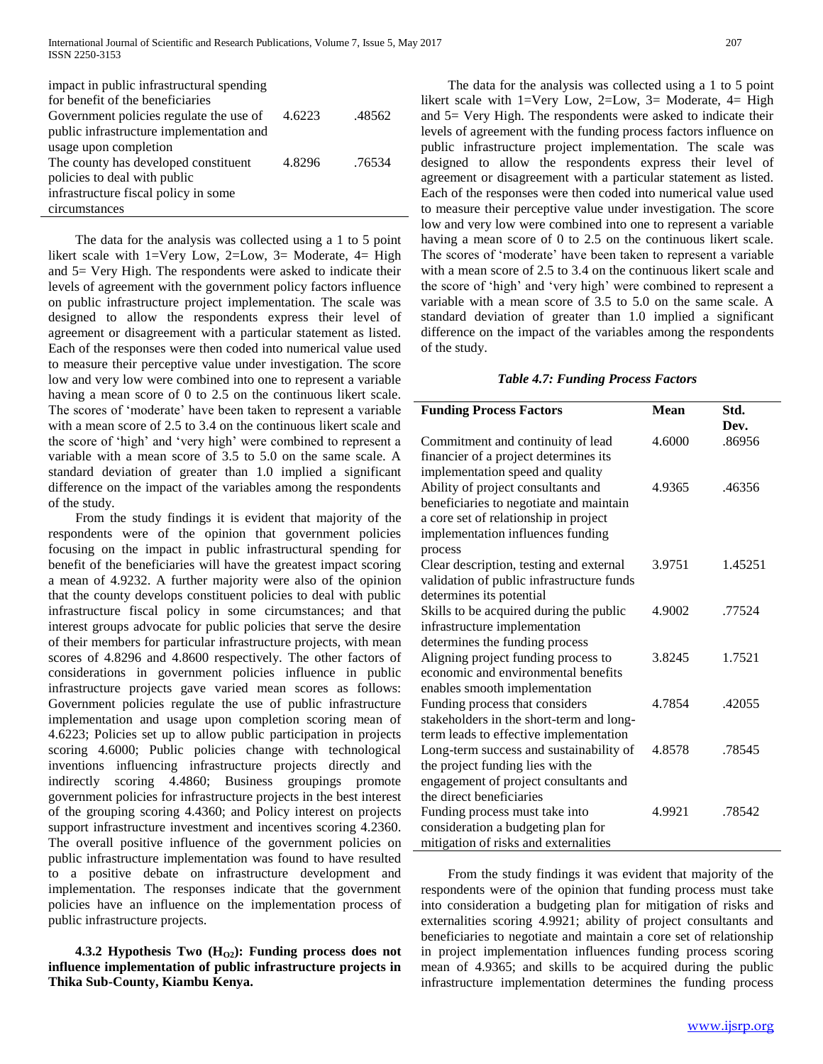| | | |
|---|---|---|
| impact in public infrastructural spending for benefit of the beneficiaries | | |
| Government policies regulate the use of public infrastructure implementation and usage upon completion | 4.6223 | .48562 |
| The county has developed constituent policies to deal with public infrastructure fiscal policy in some circumstances | 4.8296 | .76534 |

The data for the analysis was collected using a 1 to 5 point likert scale with 1=Very Low, 2=Low, 3= Moderate, 4= High and 5= Very High. The respondents were asked to indicate their levels of agreement with the government policy factors influence on public infrastructure project implementation. The scale was designed to allow the respondents express their level of agreement or disagreement with a particular statement as listed. Each of the responses were then coded into numerical value used to measure their perceptive value under investigation. The score low and very low were combined into one to represent a variable having a mean score of 0 to 2.5 on the continuous likert scale. The scores of 'moderate' have been taken to represent a variable with a mean score of 2.5 to 3.4 on the continuous likert scale and the score of 'high' and 'very high' were combined to represent a variable with a mean score of 3.5 to 5.0 on the same scale. A standard deviation of greater than 1.0 implied a significant difference on the impact of the variables among the respondents of the study.

From the study findings it is evident that majority of the respondents were of the opinion that government policies focusing on the impact in public infrastructural spending for benefit of the beneficiaries will have the greatest impact scoring a mean of 4.9232. A further majority were also of the opinion that the county develops constituent policies to deal with public infrastructure fiscal policy in some circumstances; and that interest groups advocate for public policies that serve the desire of their members for particular infrastructure projects, with mean scores of 4.8296 and 4.8600 respectively. The other factors of considerations in government policies influence in public infrastructure projects gave varied mean scores as follows: Government policies regulate the use of public infrastructure implementation and usage upon completion scoring mean of 4.6223; Policies set up to allow public participation in projects scoring 4.6000; Public policies change with technological inventions influencing infrastructure projects directly and indirectly scoring 4.4860; Business groupings promote government policies for infrastructure projects in the best interest of the grouping scoring 4.4360; and Policy interest on projects support infrastructure investment and incentives scoring 4.2360. The overall positive influence of the government policies on public infrastructure implementation was found to have resulted to a positive debate on infrastructure development and implementation. The responses indicate that the government policies have an influence on the implementation process of public infrastructure projects.

**4.3.2 Hypothesis Two ($H_{O2}$): Funding process does not influence implementation of public infrastructure projects in Thika Sub-County, Kiambu Kenya.**

The data for the analysis was collected using a 1 to 5 point likert scale with 1=Very Low, 2=Low, 3= Moderate, 4= High and 5= Very High. The respondents were asked to indicate their levels of agreement with the funding process factors influence on public infrastructure project implementation. The scale was designed to allow the respondents express their level of agreement or disagreement with a particular statement as listed. Each of the responses were then coded into numerical value used to measure their perceptive value under investigation. The score low and very low were combined into one to represent a variable having a mean score of 0 to 2.5 on the continuous likert scale. The scores of 'moderate' have been taken to represent a variable with a mean score of 2.5 to 3.4 on the continuous likert scale and the score of 'high' and 'very high' were combined to represent a variable with a mean score of 3.5 to 5.0 on the same scale. A standard deviation of greater than 1.0 implied a significant difference on the impact of the variables among the respondents of the study.

*Table 4.7: Funding Process Factors*

| Funding Process Factors | Mean | Std. Dev. |
|---|---|---|
| Commitment and continuity of lead financier of a project determines its implementation speed and quality | 4.6000 | .86956 |
| Ability of project consultants and beneficiaries to negotiate and maintain a core set of relationship in project implementation influences funding process | 4.9365 | .46356 |
| Clear description, testing and external validation of public infrastructure funds determines its potential | 3.9751 | 1.45251 |
| Skills to be acquired during the public infrastructure implementation determines the funding process | 4.9002 | .77524 |
| Aligning project funding process to economic and environmental benefits enables smooth implementation | 3.8245 | 1.7521 |
| Funding process that considers stakeholders in the short-term and long-term leads to effective implementation | 4.7854 | .42055 |
| Long-term success and sustainability of the project funding lies with the engagement of project consultants and the direct beneficiaries | 4.8578 | .78545 |
| Funding process must take into consideration a budgeting plan for mitigation of risks and externalities | 4.9921 | .78542 |

From the study findings it was evident that majority of the respondents were of the opinion that funding process must take into consideration a budgeting plan for mitigation of risks and externalities scoring 4.9921; ability of project consultants and beneficiaries to negotiate and maintain a core set of relationship in project implementation influences funding process scoring mean of 4.9365; and skills to be acquired during the public infrastructure implementation determines the funding process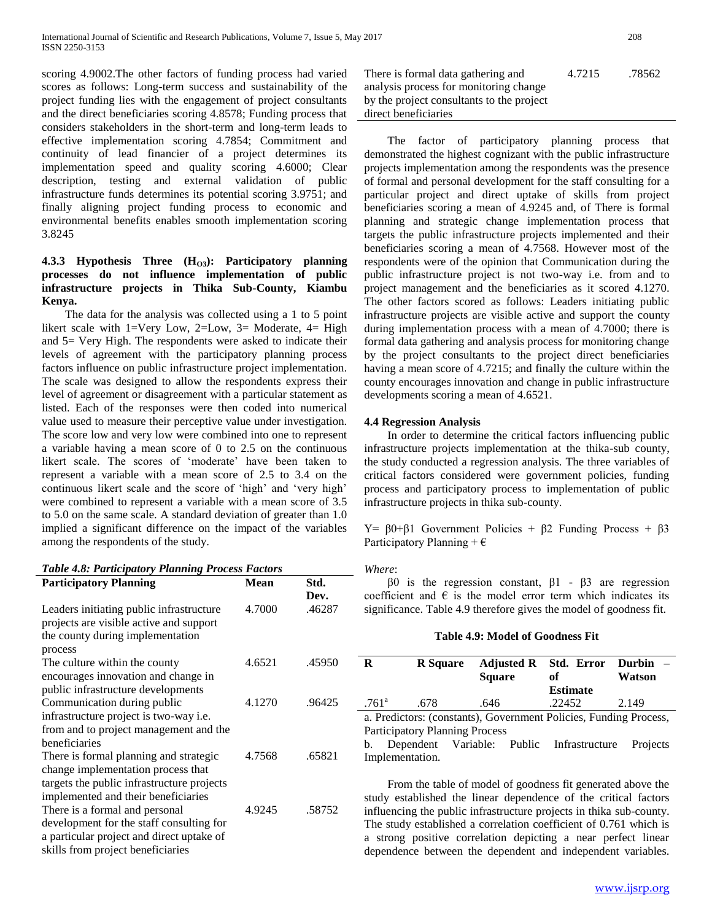scoring 4.9002.The other factors of funding process had varied scores as follows: Long-term success and sustainability of the project funding lies with the engagement of project consultants and the direct beneficiaries scoring 4.8578; Funding process that considers stakeholders in the short-term and long-term leads to effective implementation scoring 4.7854; Commitment and continuity of lead financier of a project determines its implementation speed and quality scoring 4.6000; Clear description, testing and external validation of public infrastructure funds determines its potential scoring 3.9751; and finally aligning project funding process to economic and environmental benefits enables smooth implementation scoring 3.8245

### 4.3.3 Hypothesis Three ($H_{O3}$): Participatory planning processes do not influence implementation of public infrastructure projects in Thika Sub-County, Kiambu Kenya.

The data for the analysis was collected using a 1 to 5 point likert scale with 1=Very Low, 2=Low, 3= Moderate, 4= High and 5= Very High. The respondents were asked to indicate their levels of agreement with the participatory planning process factors influence on public infrastructure project implementation. The scale was designed to allow the respondents express their level of agreement or disagreement with a particular statement as listed. Each of the responses were then coded into numerical value used to measure their perceptive value under investigation. The score low and very low were combined into one to represent a variable having a mean score of 0 to 2.5 on the continuous likert scale. The scores of 'moderate' have been taken to represent a variable with a mean score of 2.5 to 3.4 on the continuous likert scale and the score of 'high' and 'very high' were combined to represent a variable with a mean score of 3.5 to 5.0 on the same scale. A standard deviation of greater than 1.0 implied a significant difference on the impact of the variables among the respondents of the study.

***Table 4.8: Participatory Planning Process Factors***

| Participatory Planning | Mean | Std. Dev. |
|---|---|---|
| Leaders initiating public infrastructure projects are visible active and support the county during implementation process | 4.7000 | .46287 |
| The culture within the county encourages innovation and change in public infrastructure developments | 4.6521 | .45950 |
| Communication during public infrastructure project is two-way i.e. from and to project management and the beneficiaries | 4.1270 | .96425 |
| There is formal planning and strategic change implementation process that targets the public infrastructure projects implemented and their beneficiaries | 4.7568 | .65821 |
| There is a formal and personal development for the staff consulting for a particular project and direct uptake of skills from project beneficiaries | 4.9245 | .58752 |
| There is formal data gathering and analysis process for monitoring change by the project consultants to the project direct beneficiaries | 4.7215 | .78562 |

The factor of participatory planning process that demonstrated the highest cognizant with the public infrastructure projects implementation among the respondents was the presence of formal and personal development for the staff consulting for a particular project and direct uptake of skills from project beneficiaries scoring a mean of 4.9245 and, of There is formal planning and strategic change implementation process that targets the public infrastructure projects implemented and their beneficiaries scoring a mean of 4.7568. However most of the respondents were of the opinion that Communication during the public infrastructure project is not two-way i.e. from and to project management and the beneficiaries as it scored 4.1270. The other factors scored as follows: Leaders initiating public infrastructure projects are visible active and support the county during implementation process with a mean of 4.7000; there is formal data gathering and analysis process for monitoring change by the project consultants to the project direct beneficiaries having a mean score of 4.7215; and finally the culture within the county encourages innovation and change in public infrastructure developments scoring a mean of 4.6521.

### 4.4 Regression Analysis

In order to determine the critical factors influencing public infrastructure projects implementation at the thika-sub county, the study conducted a regression analysis. The three variables of critical factors considered were government policies, funding process and participatory process to implementation of public infrastructure projects in thika sub-county.

$Y = \beta_0 + \beta_1$ Government Policies + $\beta_2$ Funding Process + $\beta_3$ Participatory Planning + €

*Where*:

$\beta_0$ is the regression constant, $\beta_1$ - $\beta_3$ are regression coefficient and € is the model error term which indicates its significance. Table 4.9 therefore gives the model of goodness fit.

**Table 4.9: Model of Goodness Fit**

| R | R Square | Adjusted R Square | Std. Error of Estimate | Durbin – Watson |
|---|---|---|---|---|
| .761[a] | .678 | .646 | .22452 | 2.149 |

a. Predictors: (constants), Government Policies, Funding Process, Participatory Planning Process

b. Dependent Variable: Public Infrastructure Projects Implementation.

From the table of model of goodness fit generated above the study established the linear dependence of the critical factors influencing the public infrastructure projects in thika sub-county. The study established a correlation coefficient of 0.761 which is a strong positive correlation depicting a near perfect linear dependence between the dependent and independent variables.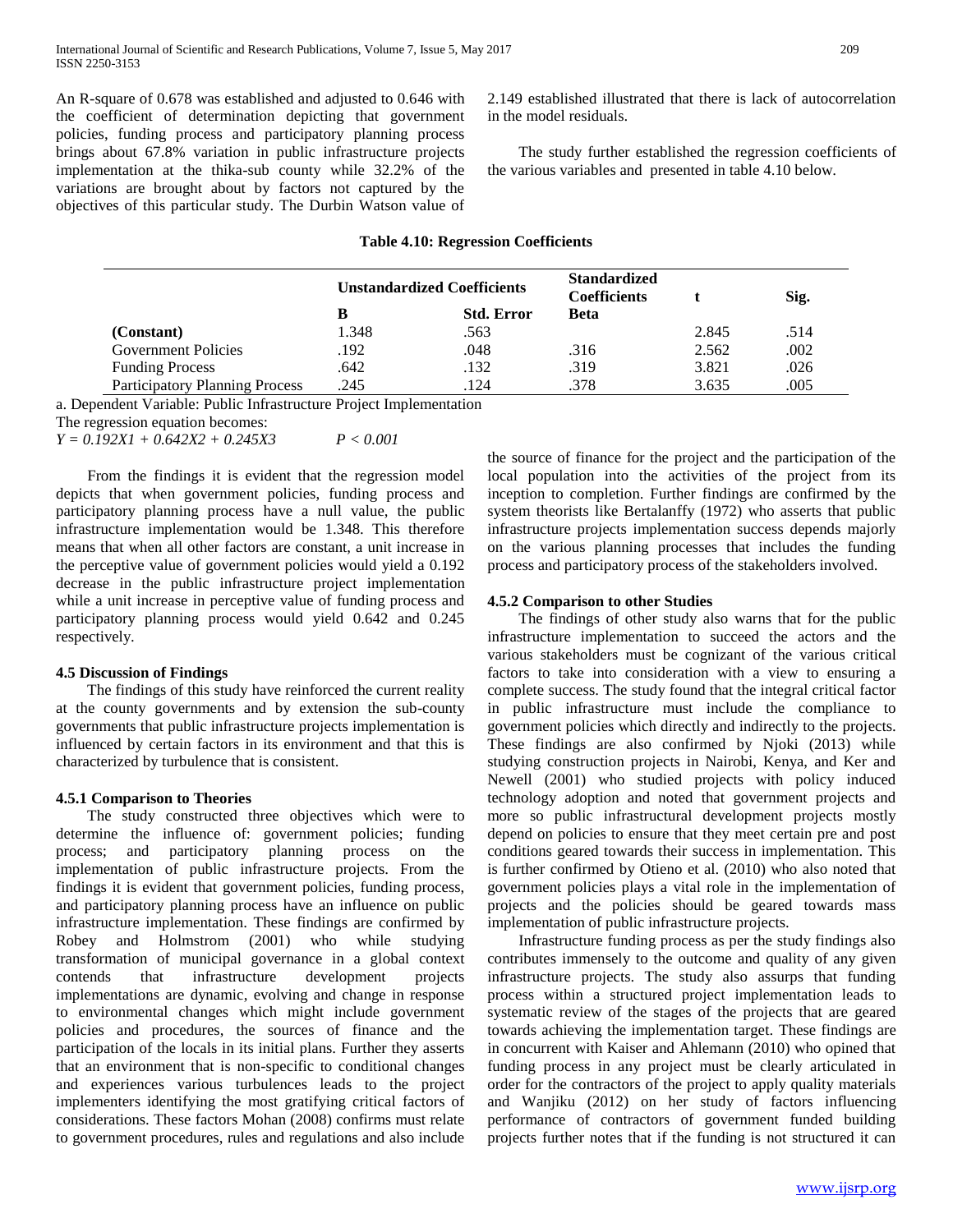An R-square of 0.678 was established and adjusted to 0.646 with the coefficient of determination depicting that government policies, funding process and participatory planning process brings about 67.8% variation in public infrastructure projects implementation at the thika-sub county while 32.2% of the variations are brought about by factors not captured by the objectives of this particular study. The Durbin Watson value of 2.149 established illustrated that there is lack of autocorrelation in the model residuals.

The study further established the regression coefficients of the various variables and presented in table 4.10 below.

**Table 4.10: Regression Coefficients**

| | Unstandardized Coefficients | | Standardized Coefficients | t | Sig. |
|---|---|---|---|---|---|
| | B | Std. Error | Beta | | |
| (Constant) | 1.348 | .563 | | 2.845 | .514 |
| Government Policies | .192 | .048 | .316 | 2.562 | .002 |
| Funding Process | .642 | .132 | .319 | 3.821 | .026 |
| Participatory Planning Process | .245 | .124 | .378 | 3.635 | .005 |

a. Dependent Variable: Public Infrastructure Project Implementation

The regression equation becomes:

$Y = 0.192X1 + 0.642X2 + 0.245X3 \qquad P < 0.001$

From the findings it is evident that the regression model depicts that when government policies, funding process and participatory planning process have a null value, the public infrastructure implementation would be 1.348. This therefore means that when all other factors are constant, a unit increase in the perceptive value of government policies would yield a 0.192 decrease in the public infrastructure project implementation while a unit increase in perceptive value of funding process and participatory planning process would yield 0.642 and 0.245 respectively.

### 4.5 Discussion of Findings

The findings of this study have reinforced the current reality at the county governments and by extension the sub-county governments that public infrastructure projects implementation is influenced by certain factors in its environment and that this is characterized by turbulence that is consistent.

### 4.5.1 Comparison to Theories

The study constructed three objectives which were to determine the influence of: government policies; funding process; and participatory planning process on the implementation of public infrastructure projects. From the findings it is evident that government policies, funding process, and participatory planning process have an influence on public infrastructure implementation. These findings are confirmed by Robey and Holmstrom (2001) who while studying transformation of municipal governance in a global context contends that infrastructure development projects implementations are dynamic, evolving and change in response to environmental changes which might include government policies and procedures, the sources of finance and the participation of the locals in its initial plans. Further they asserts that an environment that is non-specific to conditional changes and experiences various turbulences leads to the project implementers identifying the most gratifying critical factors of considerations. These factors Mohan (2008) confirms must relate to government procedures, rules and regulations and also include the source of finance for the project and the participation of the local population into the activities of the project from its inception to completion. Further findings are confirmed by the system theorists like Bertalanffy (1972) who asserts that public infrastructure projects implementation success depends majorly on the various planning processes that includes the funding process and participatory process of the stakeholders involved.

### 4.5.2 Comparison to other Studies

The findings of other study also warns that for the public infrastructure implementation to succeed the actors and the various stakeholders must be cognizant of the various critical factors to take into consideration with a view to ensuring a complete success. The study found that the integral critical factor in public infrastructure must include the compliance to government policies which directly and indirectly to the projects. These findings are also confirmed by Njoki (2013) while studying construction projects in Nairobi, Kenya, and Ker and Newell (2001) who studied projects with policy induced technology adoption and noted that government projects and more so public infrastructural development projects mostly depend on policies to ensure that they meet certain pre and post conditions geared towards their success in implementation. This is further confirmed by Otieno et al. (2010) who also noted that government policies plays a vital role in the implementation of projects and the policies should be geared towards mass implementation of public infrastructure projects.

Infrastructure funding process as per the study findings also contributes immensely to the outcome and quality of any given infrastructure projects. The study also assurps that funding process within a structured project implementation leads to systematic review of the stages of the projects that are geared towards achieving the implementation target. These findings are in concurrent with Kaiser and Ahlemann (2010) who opined that funding process in any project must be clearly articulated in order for the contractors of the project to apply quality materials and Wanjiku (2012) on her study of factors influencing performance of contractors of government funded building projects further notes that if the funding is not structured it can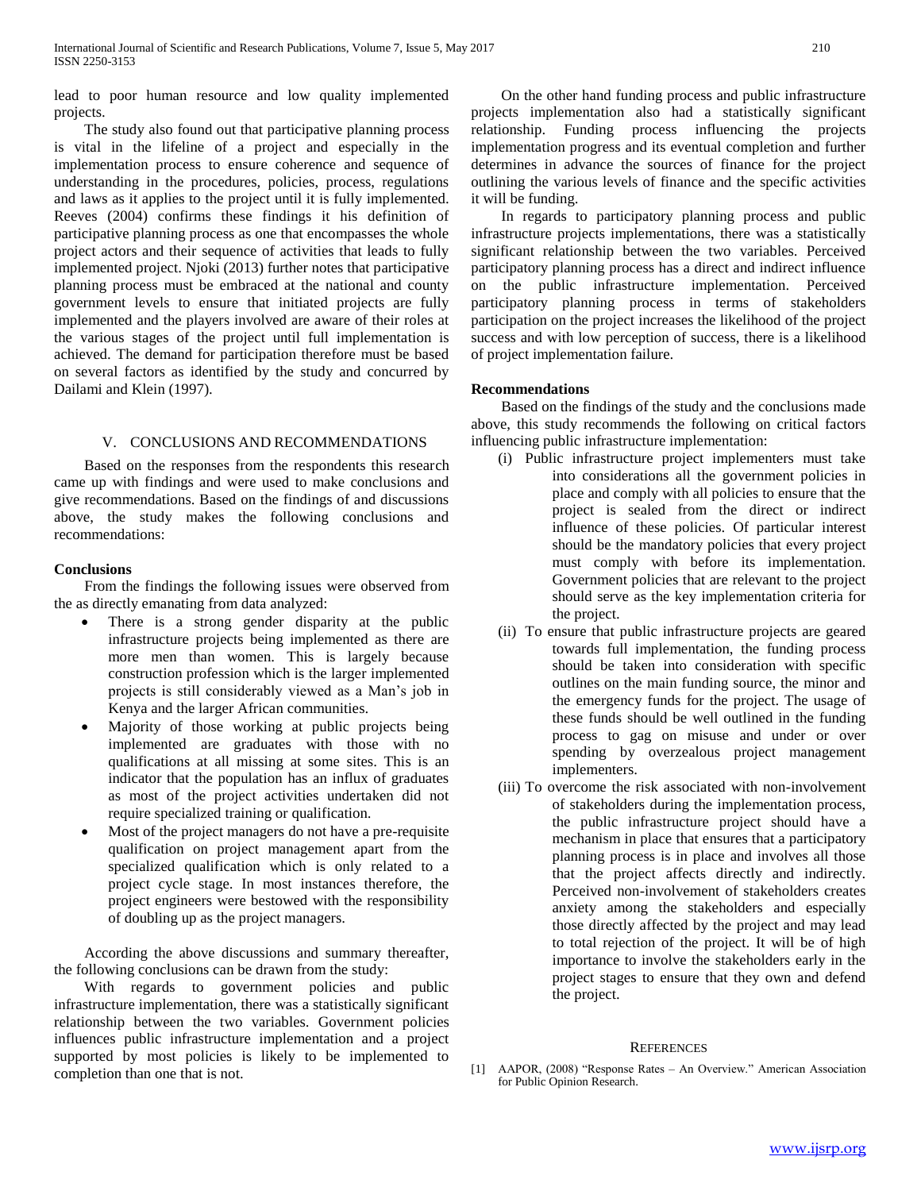lead to poor human resource and low quality implemented projects.

The study also found out that participative planning process is vital in the lifeline of a project and especially in the implementation process to ensure coherence and sequence of understanding in the procedures, policies, process, regulations and laws as it applies to the project until it is fully implemented. Reeves (2004) confirms these findings it his definition of participative planning process as one that encompasses the whole project actors and their sequence of activities that leads to fully implemented project. Njoki (2013) further notes that participative planning process must be embraced at the national and county government levels to ensure that initiated projects are fully implemented and the players involved are aware of their roles at the various stages of the project until full implementation is achieved. The demand for participation therefore must be based on several factors as identified by the study and concurred by Dailami and Klein (1997).

## V. CONCLUSIONS AND RECOMMENDATIONS

Based on the responses from the respondents this research came up with findings and were used to make conclusions and give recommendations. Based on the findings of and discussions above, the study makes the following conclusions and recommendations:

### Conclusions

From the findings the following issues were observed from the as directly emanating from data analyzed:

- There is a strong gender disparity at the public infrastructure projects being implemented as there are more men than women. This is largely because construction profession which is the larger implemented projects is still considerably viewed as a Man's job in Kenya and the larger African communities.
- Majority of those working at public projects being implemented are graduates with those with no qualifications at all missing at some sites. This is an indicator that the population has an influx of graduates as most of the project activities undertaken did not require specialized training or qualification.
- Most of the project managers do not have a pre-requisite qualification on project management apart from the specialized qualification which is only related to a project cycle stage. In most instances therefore, the project engineers were bestowed with the responsibility of doubling up as the project managers.

According the above discussions and summary thereafter, the following conclusions can be drawn from the study:

With regards to government policies and public infrastructure implementation, there was a statistically significant relationship between the two variables. Government policies influences public infrastructure implementation and a project supported by most policies is likely to be implemented to completion than one that is not.

On the other hand funding process and public infrastructure projects implementation also had a statistically significant relationship. Funding process influencing the projects implementation progress and its eventual completion and further determines in advance the sources of finance for the project outlining the various levels of finance and the specific activities it will be funding.

In regards to participatory planning process and public infrastructure projects implementations, there was a statistically significant relationship between the two variables. Perceived participatory planning process has a direct and indirect influence on the public infrastructure implementation. Perceived participatory planning process in terms of stakeholders participation on the project increases the likelihood of the project success and with low perception of success, there is a likelihood of project implementation failure.

### Recommendations

Based on the findings of the study and the conclusions made above, this study recommends the following on critical factors influencing public infrastructure implementation:

(i) Public infrastructure project implementers must take into considerations all the government policies in place and comply with all policies to ensure that the project is sealed from the direct or indirect influence of these policies. Of particular interest should be the mandatory policies that every project must comply with before its implementation. Government policies that are relevant to the project should serve as the key implementation criteria for the project.

(ii) To ensure that public infrastructure projects are geared towards full implementation, the funding process should be taken into consideration with specific outlines on the main funding source, the minor and the emergency funds for the project. The usage of these funds should be well outlined in the funding process to gag on misuse and under or over spending by overzealous project management implementers.

(iii) To overcome the risk associated with non-involvement of stakeholders during the implementation process, the public infrastructure project should have a mechanism in place that ensures that a participatory planning process is in place and involves all those that the project affects directly and indirectly. Perceived non-involvement of stakeholders creates anxiety among the stakeholders and especially those directly affected by the project and may lead to total rejection of the project. It will be of high importance to involve the stakeholders early in the project stages to ensure that they own and defend the project.

## REFERENCES

[1] AAPOR, (2008) "Response Rates – An Overview." American Association for Public Opinion Research.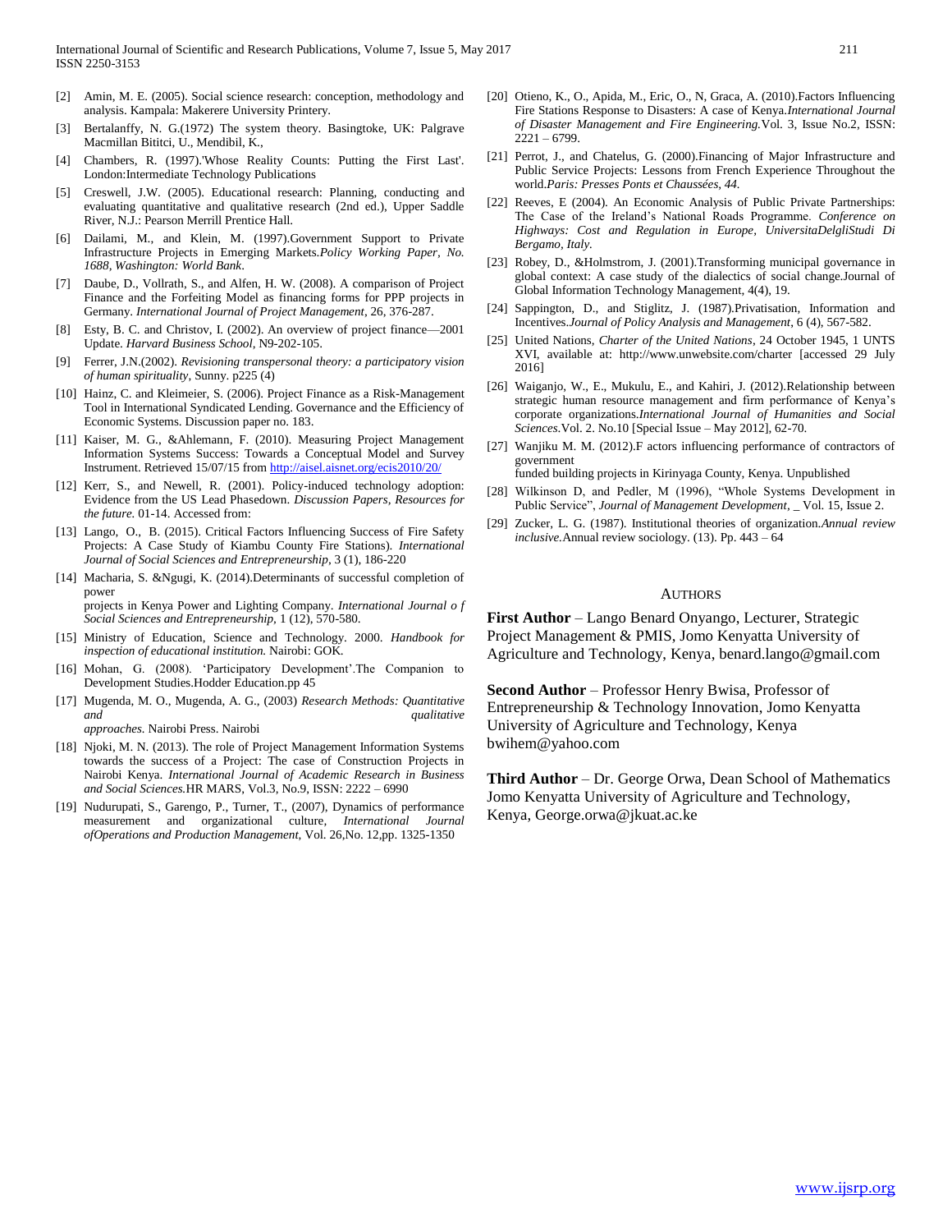[2] Amin, M. E. (2005). Social science research: conception, methodology and analysis. Kampala: Makerere University Printery.

[3] Bertalanffy, N. G.(1972) The system theory. Basingtoke, UK: Palgrave Macmillan Bititci, U., Mendibil, K.,

[4] Chambers, R. (1997).'Whose Reality Counts: Putting the First Last'. London:Intermediate Technology Publications

[5] Creswell, J.W. (2005). Educational research: Planning, conducting and evaluating quantitative and qualitative research (2nd ed.), Upper Saddle River, N.J.: Pearson Merrill Prentice Hall.

[6] Dailami, M., and Klein, M. (1997).Government Support to Private Infrastructure Projects in Emerging Markets.*Policy Working Paper, No. 1688, Washington: World Bank*.

[7] Daube, D., Vollrath, S., and Alfen, H. W. (2008). A comparison of Project Finance and the Forfeiting Model as financing forms for PPP projects in Germany. *International Journal of Project Management*, 26, 376-287.

[8] Esty, B. C. and Christov, I. (2002). An overview of project finance—2001 Update. *Harvard Business School*, N9-202-105.

[9] Ferrer, J.N.(2002). *Revisioning transpersonal theory: a participatory vision of human spirituality*, Sunny. p225 (4)

[10] Hainz, C. and Kleimeier, S. (2006). Project Finance as a Risk-Management Tool in International Syndicated Lending. Governance and the Efficiency of Economic Systems. Discussion paper no. 183.

[11] Kaiser, M. G., &Ahlemann, F. (2010). Measuring Project Management Information Systems Success: Towards a Conceptual Model and Survey Instrument. Retrieved 15/07/15 from http://aisel.aisnet.org/ecis2010/20/

[12] Kerr, S., and Newell, R. (2001). Policy-induced technology adoption: Evidence from the US Lead Phasedown. *Discussion Papers, Resources for the future.* 01-14. Accessed from:

[13] Lango, O., B. (2015). Critical Factors Influencing Success of Fire Safety Projects: A Case Study of Kiambu County Fire Stations). *International Journal of Social Sciences and Entrepreneurship*, 3 (1), 186-220

[14] Macharia, S. &Ngugi, K. (2014).Determinants of successful completion of power
projects in Kenya Power and Lighting Company. *International Journal o f Social Sciences and Entrepreneurship*, 1 (12), 570-580.

[15] Ministry of Education, Science and Technology. 2000. *Handbook for inspection of educational institution.* Nairobi: GOK.

[16] Mohan, G. (2008). 'Participatory Development'.The Companion to Development Studies.Hodder Education.pp 45

[17] Mugenda, M. O., Mugenda, A. G., (2003) *Research Methods: Quantitative and qualitative approaches.* Nairobi Press. Nairobi

[18] Njoki, M. N. (2013). The role of Project Management Information Systems towards the success of a Project: The case of Construction Projects in Nairobi Kenya. *International Journal of Academic Research in Business and Social Sciences.*HR MARS, Vol.3, No.9, ISSN: 2222 – 6990

[19] Nudurupati, S., Garengo, P., Turner, T., (2007), Dynamics of performance measurement and organizational culture, *International Journal ofOperations and Production Management*, Vol. 26,No. 12,pp. 1325-1350

[20] Otieno, K., O., Apida, M., Eric, O., N, Graca, A. (2010).Factors Influencing Fire Stations Response to Disasters: A case of Kenya.*International Journal of Disaster Management and Fire Engineering.*Vol. 3, Issue No.2, ISSN: 2221 – 6799.

[21] Perrot, J., and Chatelus, G. (2000).Financing of Major Infrastructure and Public Service Projects: Lessons from French Experience Throughout the world.*Paris: Presses Ponts et Chaussées, 44.*

[22] Reeves, E (2004). An Economic Analysis of Public Private Partnerships: The Case of the Ireland's National Roads Programme. *Conference on Highways: Cost and Regulation in Europe, UniversitaDelgliStudi Di Bergamo, Italy.*

[23] Robey, D., &Holmstrom, J. (2001).Transforming municipal governance in global context: A case study of the dialectics of social change.Journal of Global Information Technology Management, 4(4), 19.

[24] Sappington, D., and Stiglitz, J. (1987).Privatisation, Information and Incentives.*Journal of Policy Analysis and Management*, 6 (4), 567-582.

[25] United Nations, *Charter of the United Nations*, 24 October 1945, 1 UNTS XVI, available at: http://www.unwebsite.com/charter [accessed 29 July 2016]

[26] Waiganjo, W., E., Mukulu, E., and Kahiri, J. (2012).Relationship between strategic human resource management and firm performance of Kenya's corporate organizations.*International Journal of Humanities and Social Sciences.*Vol. 2. No.10 [Special Issue – May 2012], 62-70.

[27] Wanjiku M. M. (2012).F actors influencing performance of contractors of government
funded building projects in Kirinyaga County, Kenya. Unpublished

[28] Wilkinson D, and Pedler, M (1996), "Whole Systems Development in Public Service", *Journal of Management Development*, _ Vol. 15, Issue 2.

[29] Zucker, L. G. (1987). Institutional theories of organization.*Annual review inclusive.*Annual review sociology. (13). Pp. 443 – 64

## AUTHORS

**First Author** – Lango Benard Onyango, Lecturer, Strategic Project Management & PMIS, Jomo Kenyatta University of Agriculture and Technology, Kenya, benard.lango@gmail.com

**Second Author** – Professor Henry Bwisa, Professor of Entrepreneurship & Technology Innovation, Jomo Kenyatta University of Agriculture and Technology, Kenya bwihem@yahoo.com

**Third Author** – Dr. George Orwa, Dean School of Mathematics Jomo Kenyatta University of Agriculture and Technology, Kenya, George.orwa@jkuat.ac.ke